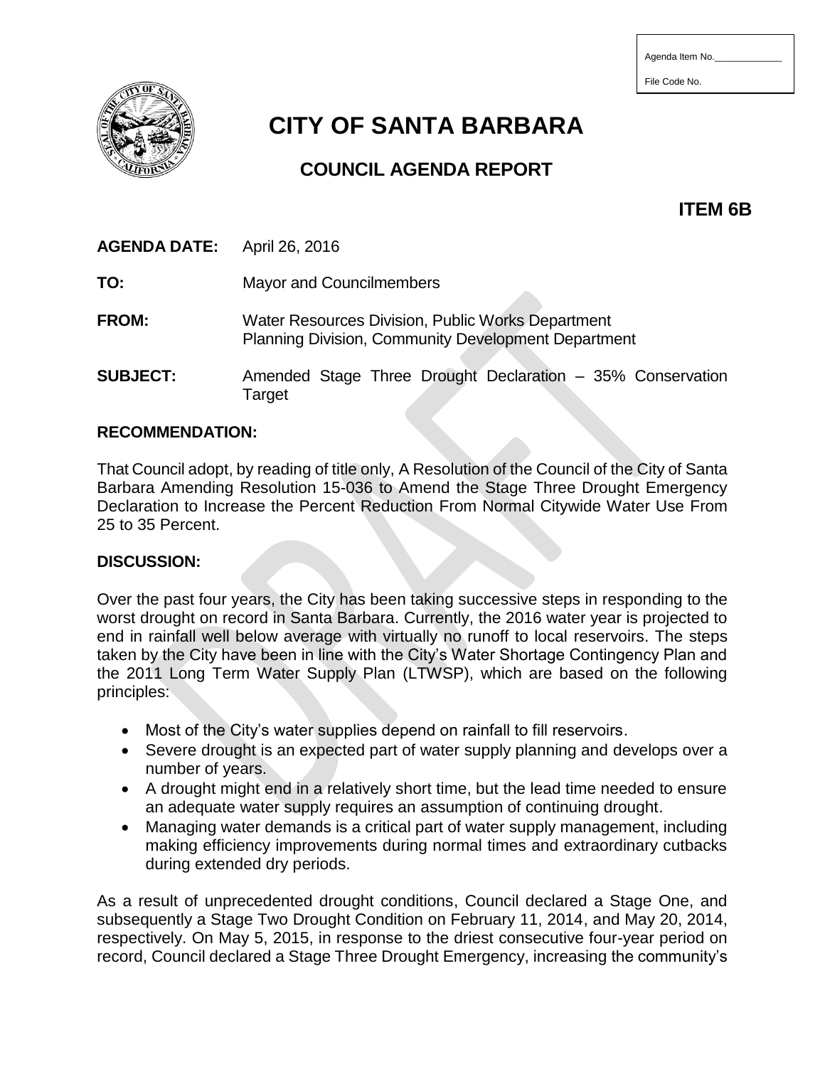Agenda Item No.______________

File Code No.

# CITY OF SANTA BARBARA

## COUNCIL AGENDA REPORT

**ITEM 6B**

**AGENDA DATE:** April 26, 2016

**TO:** Mayor and Councilmembers

**FROM:** Water Resources Division, Public Works Department
Planning Division, Community Development Department

**SUBJECT:** Amended Stage Three Drought Declaration – 35% Conservation Target

**RECOMMENDATION:**

That Council adopt, by reading of title only, A Resolution of the Council of the City of Santa Barbara Amending Resolution 15-036 to Amend the Stage Three Drought Emergency Declaration to Increase the Percent Reduction From Normal Citywide Water Use From 25 to 35 Percent.

**DISCUSSION:**

Over the past four years, the City has been taking successive steps in responding to the worst drought on record in Santa Barbara. Currently, the 2016 water year is projected to end in rainfall well below average with virtually no runoff to local reservoirs. The steps taken by the City have been in line with the City's Water Shortage Contingency Plan and the 2011 Long Term Water Supply Plan (LTWSP), which are based on the following principles:

- Most of the City's water supplies depend on rainfall to fill reservoirs.
- Severe drought is an expected part of water supply planning and develops over a number of years.
- A drought might end in a relatively short time, but the lead time needed to ensure an adequate water supply requires an assumption of continuing drought.
- Managing water demands is a critical part of water supply management, including making efficiency improvements during normal times and extraordinary cutbacks during extended dry periods.

As a result of unprecedented drought conditions, Council declared a Stage One, and subsequently a Stage Two Drought Condition on February 11, 2014, and May 20, 2014, respectively. On May 5, 2015, in response to the driest consecutive four-year period on record, Council declared a Stage Three Drought Emergency, increasing the community's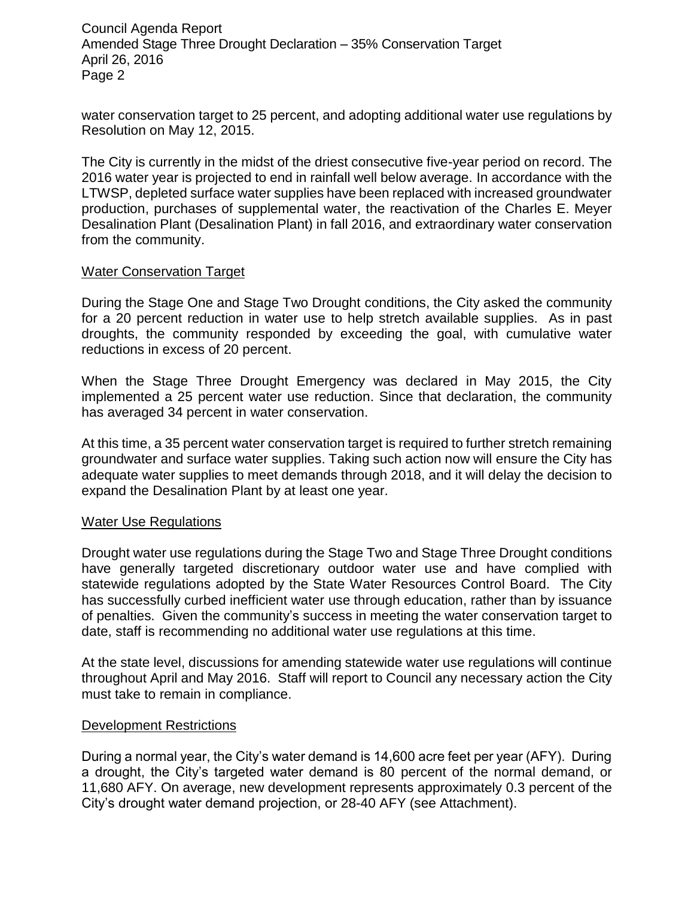water conservation target to 25 percent, and adopting additional water use regulations by Resolution on May 12, 2015.

The City is currently in the midst of the driest consecutive five-year period on record. The 2016 water year is projected to end in rainfall well below average. In accordance with the LTWSP, depleted surface water supplies have been replaced with increased groundwater production, purchases of supplemental water, the reactivation of the Charles E. Meyer Desalination Plant (Desalination Plant) in fall 2016, and extraordinary water conservation from the community.

## Water Conservation Target

During the Stage One and Stage Two Drought conditions, the City asked the community for a 20 percent reduction in water use to help stretch available supplies. As in past droughts, the community responded by exceeding the goal, with cumulative water reductions in excess of 20 percent.

When the Stage Three Drought Emergency was declared in May 2015, the City implemented a 25 percent water use reduction. Since that declaration, the community has averaged 34 percent in water conservation.

At this time, a 35 percent water conservation target is required to further stretch remaining groundwater and surface water supplies. Taking such action now will ensure the City has adequate water supplies to meet demands through 2018, and it will delay the decision to expand the Desalination Plant by at least one year.

## Water Use Regulations

Drought water use regulations during the Stage Two and Stage Three Drought conditions have generally targeted discretionary outdoor water use and have complied with statewide regulations adopted by the State Water Resources Control Board. The City has successfully curbed inefficient water use through education, rather than by issuance of penalties. Given the community's success in meeting the water conservation target to date, staff is recommending no additional water use regulations at this time.

At the state level, discussions for amending statewide water use regulations will continue throughout April and May 2016. Staff will report to Council any necessary action the City must take to remain in compliance.

## Development Restrictions

During a normal year, the City's water demand is 14,600 acre feet per year (AFY). During a drought, the City's targeted water demand is 80 percent of the normal demand, or 11,680 AFY. On average, new development represents approximately 0.3 percent of the City's drought water demand projection, or 28-40 AFY (see Attachment).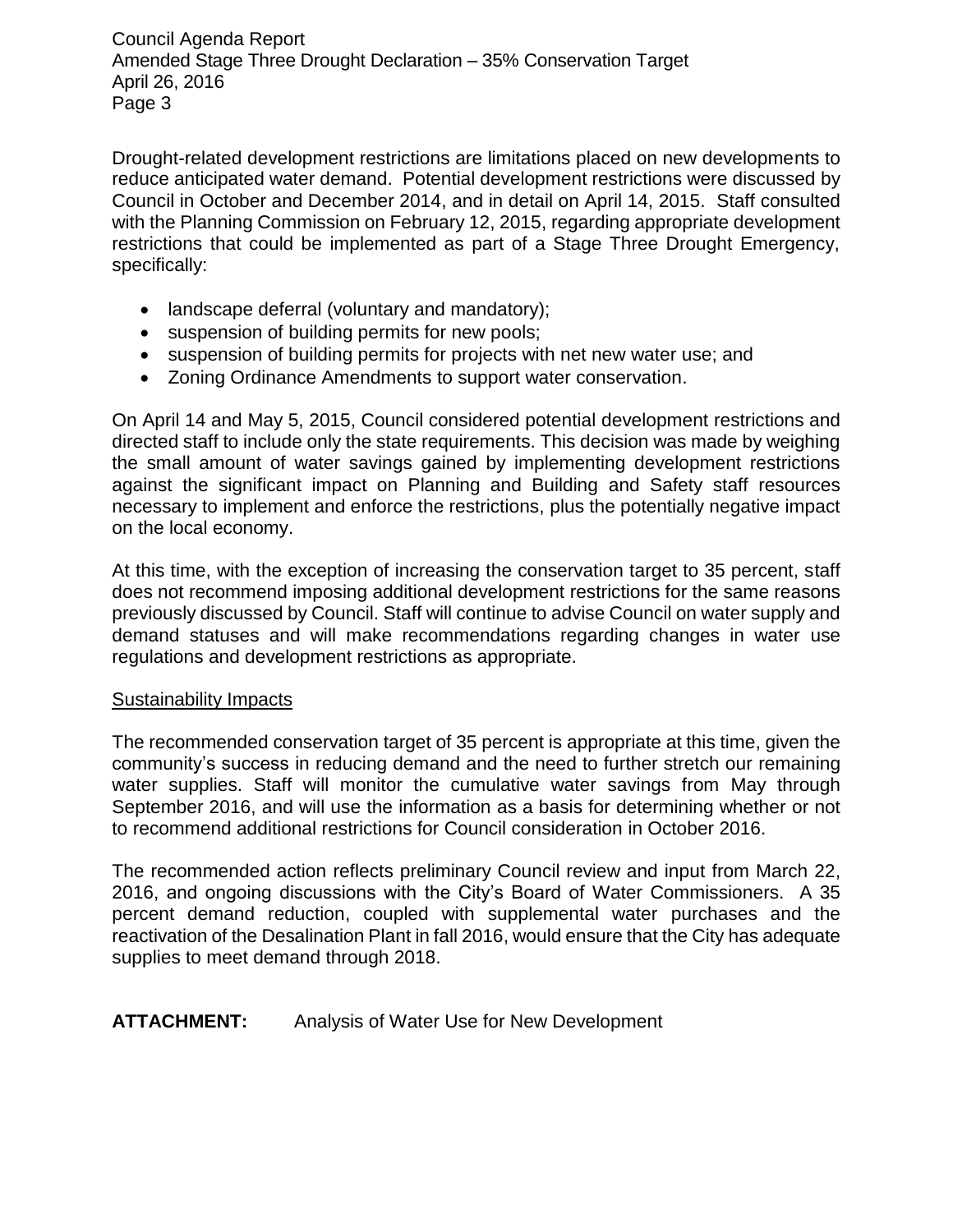Drought-related development restrictions are limitations placed on new developments to reduce anticipated water demand. Potential development restrictions were discussed by Council in October and December 2014, and in detail on April 14, 2015. Staff consulted with the Planning Commission on February 12, 2015, regarding appropriate development restrictions that could be implemented as part of a Stage Three Drought Emergency, specifically:

- landscape deferral (voluntary and mandatory);
- suspension of building permits for new pools;
- suspension of building permits for projects with net new water use; and
- Zoning Ordinance Amendments to support water conservation.

On April 14 and May 5, 2015, Council considered potential development restrictions and directed staff to include only the state requirements. This decision was made by weighing the small amount of water savings gained by implementing development restrictions against the significant impact on Planning and Building and Safety staff resources necessary to implement and enforce the restrictions, plus the potentially negative impact on the local economy.

At this time, with the exception of increasing the conservation target to 35 percent, staff does not recommend imposing additional development restrictions for the same reasons previously discussed by Council. Staff will continue to advise Council on water supply and demand statuses and will make recommendations regarding changes in water use regulations and development restrictions as appropriate.

## Sustainability Impacts

The recommended conservation target of 35 percent is appropriate at this time, given the community's success in reducing demand and the need to further stretch our remaining water supplies. Staff will monitor the cumulative water savings from May through September 2016, and will use the information as a basis for determining whether or not to recommend additional restrictions for Council consideration in October 2016.

The recommended action reflects preliminary Council review and input from March 22, 2016, and ongoing discussions with the City's Board of Water Commissioners. A 35 percent demand reduction, coupled with supplemental water purchases and the reactivation of the Desalination Plant in fall 2016, would ensure that the City has adequate supplies to meet demand through 2018.

**ATTACHMENT:** Analysis of Water Use for New Development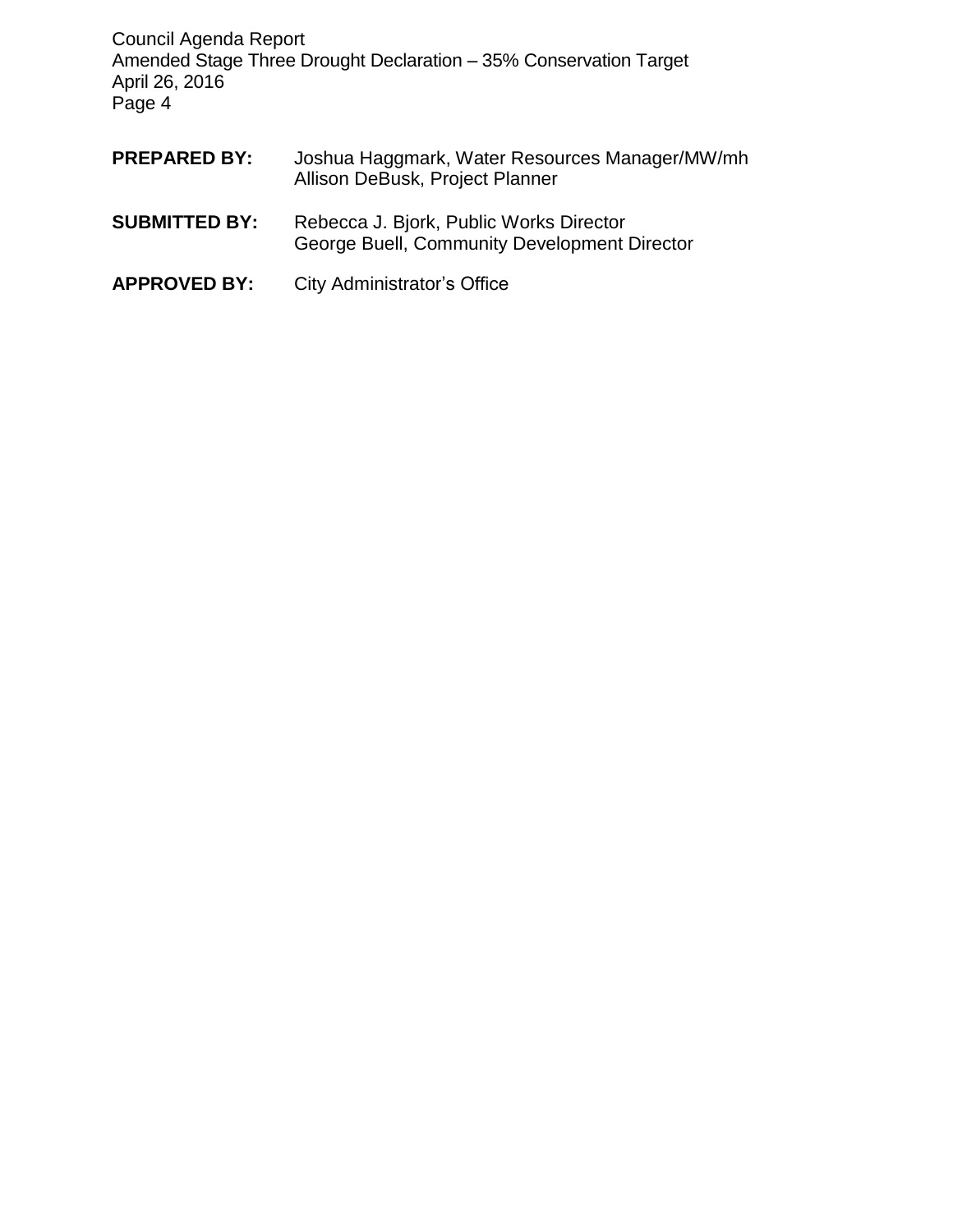**PREPARED BY:** Joshua Haggmark, Water Resources Manager/MW/mh
Allison DeBusk, Project Planner

**SUBMITTED BY:** Rebecca J. Bjork, Public Works Director
George Buell, Community Development Director

**APPROVED BY:** City Administrator's Office